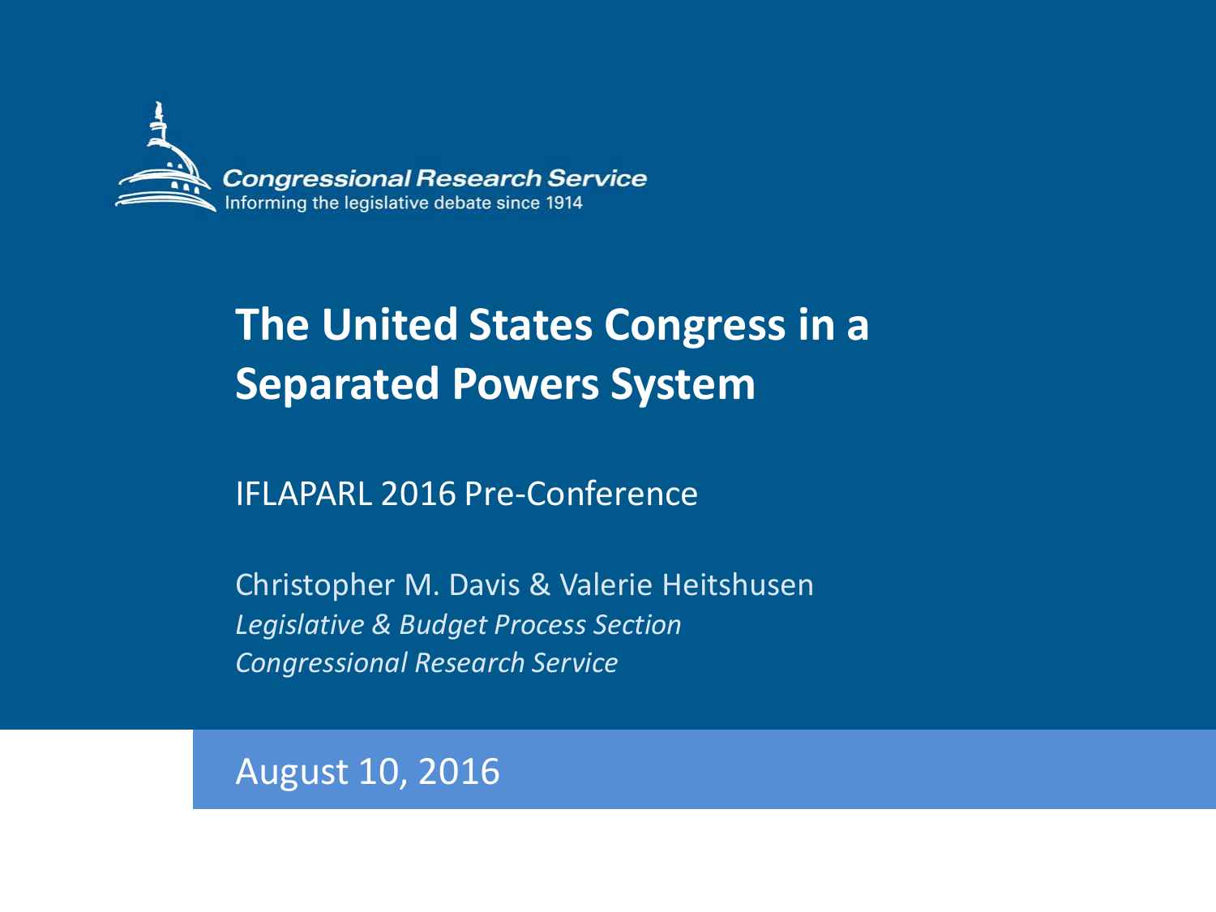Congressional Research Service
Informing the legislative debate since 1914

# The United States Congress in a Separated Powers System

IFLAPARL 2016 Pre-Conference

Christopher M. Davis & Valerie Heitshusen
*Legislative & Budget Process Section*
*Congressional Research Service*

August 10, 2016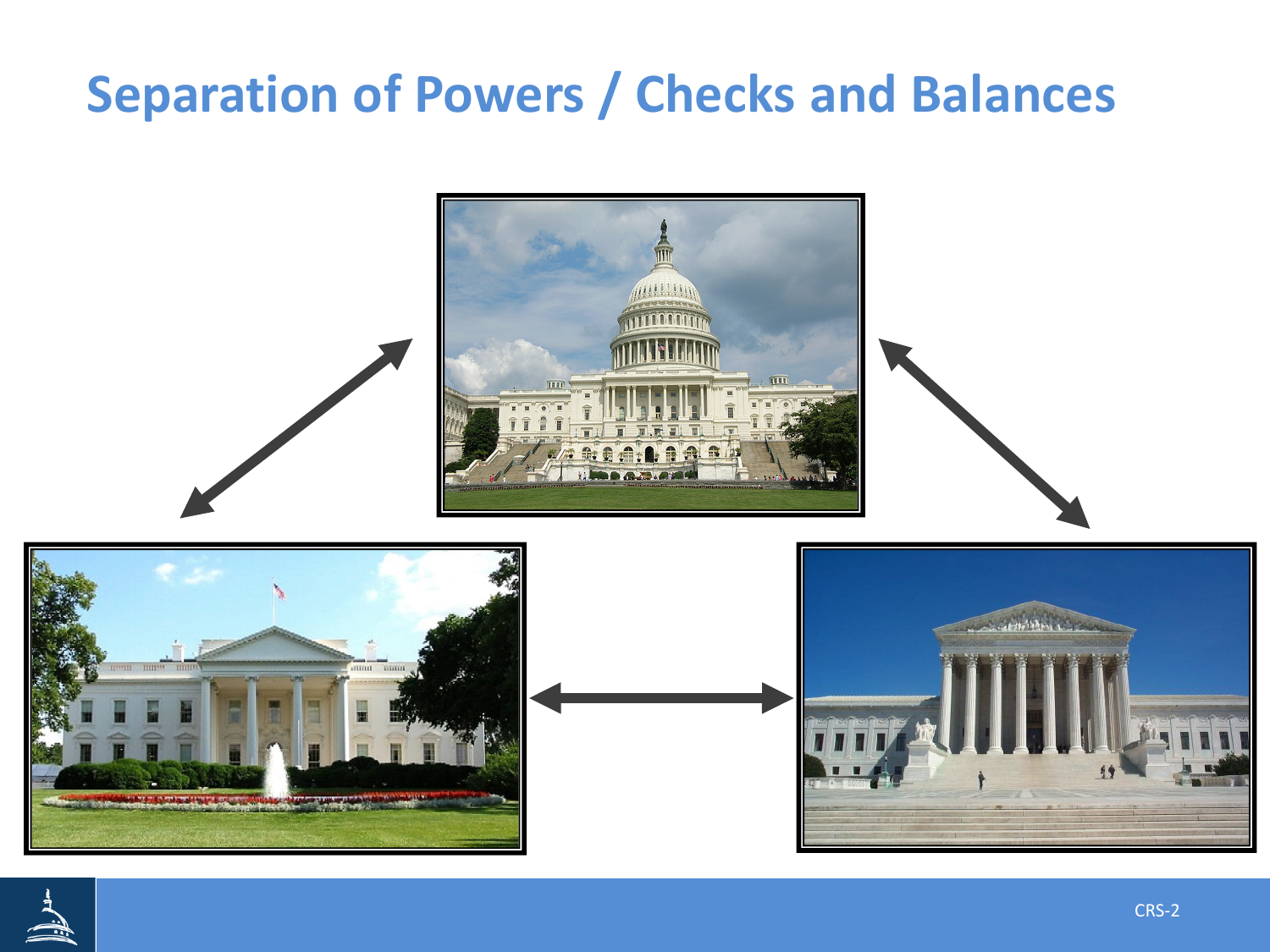# Separation of Powers / Checks and Balances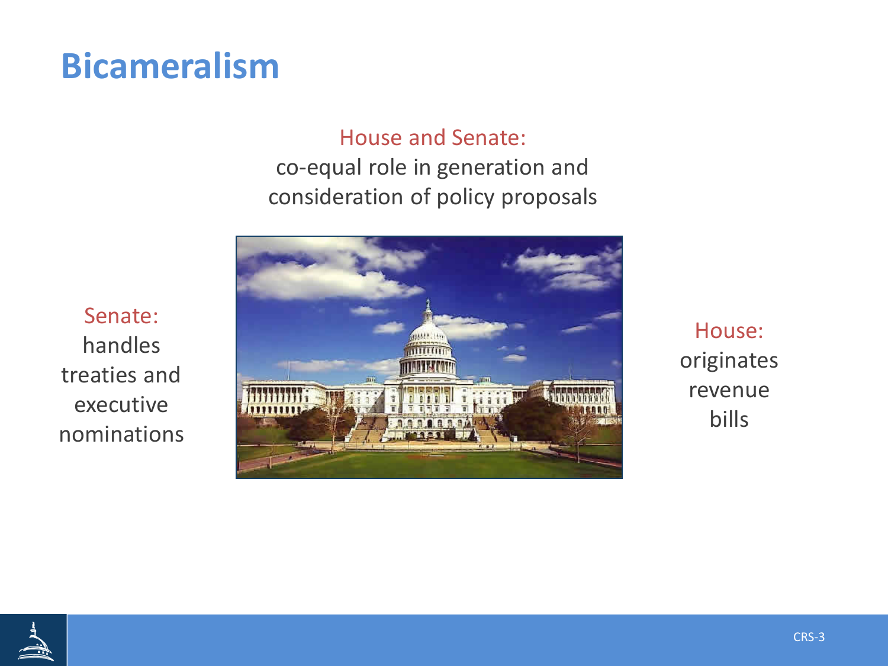# Bicameralism

House and Senate:
co-equal role in generation and consideration of policy proposals

Senate:
handles treaties and executive nominations

House:
originates revenue bills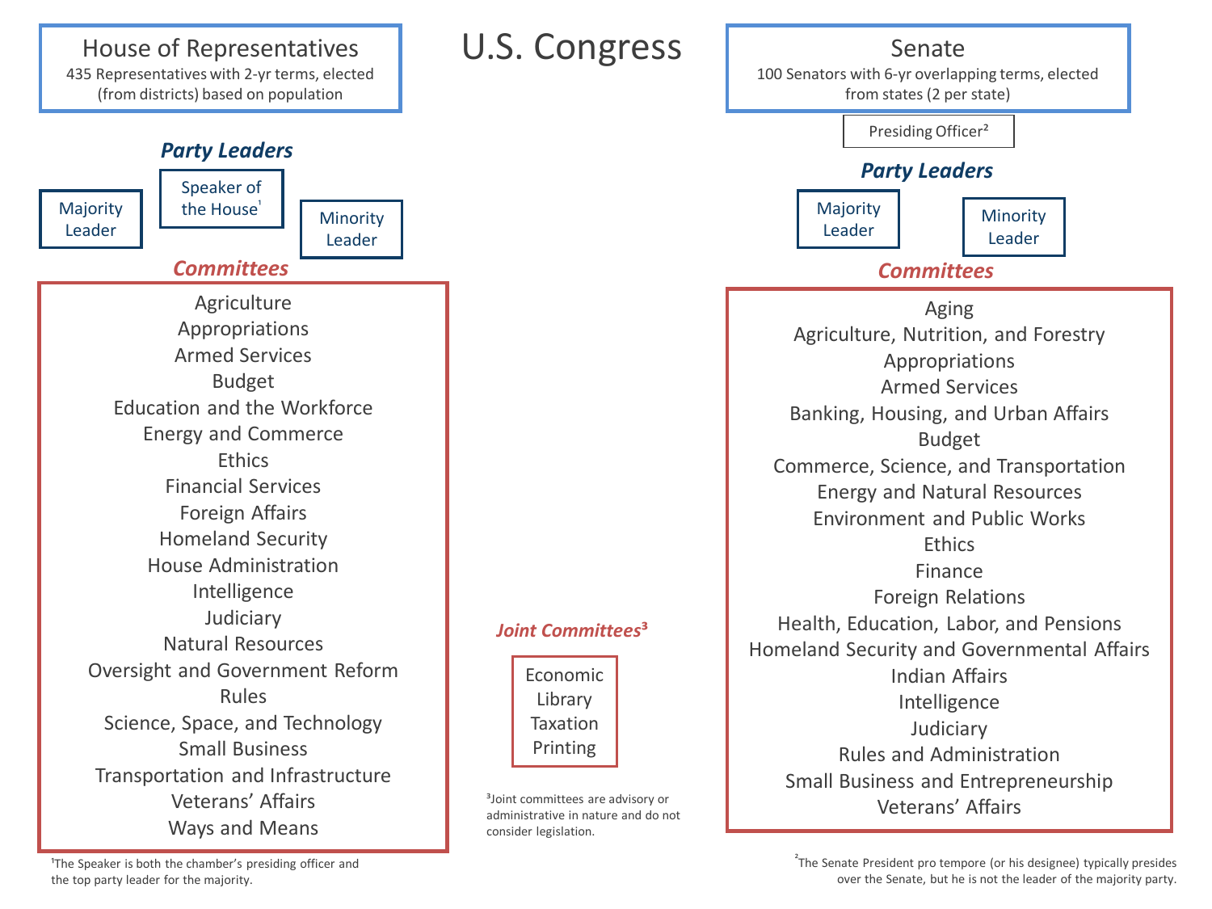# U.S. Congress

## House of Representatives

435 Representatives with 2-yr terms, elected (from districts) based on population

### *Party Leaders*

- Majority Leader
- Speaker of the House[1]
- Minority Leader

### *Committees*

- Agriculture
- Appropriations
- Armed Services
- Budget
- Education and the Workforce
- Energy and Commerce
- Ethics
- Financial Services
- Foreign Affairs
- Homeland Security
- House Administration
- Intelligence
- Judiciary
- Natural Resources
- Oversight and Government Reform
- Rules
- Science, Space, and Technology
- Small Business
- Transportation and Infrastructure
- Veterans' Affairs
- Ways and Means

[1]The Speaker is both the chamber's presiding officer and the top party leader for the majority.

## Senate

100 Senators with 6-yr overlapping terms, elected from states (2 per state)

Presiding Officer[2]

### *Party Leaders*

- Majority Leader
- Minority Leader

### *Committees*

- Aging
- Agriculture, Nutrition, and Forestry
- Appropriations
- Armed Services
- Banking, Housing, and Urban Affairs
- Budget
- Commerce, Science, and Transportation
- Energy and Natural Resources
- Environment and Public Works
- Ethics
- Finance
- Foreign Relations
- Health, Education, Labor, and Pensions
- Homeland Security and Governmental Affairs
- Indian Affairs
- Intelligence
- Judiciary
- Rules and Administration
- Small Business and Entrepreneurship
- Veterans' Affairs

[2]The Senate President pro tempore (or his designee) typically presides over the Senate, but he is not the leader of the majority party.

## *Joint Committees*[3]

- Economic
- Library
- Taxation
- Printing

[3]Joint committees are advisory or administrative in nature and do not consider legislation.